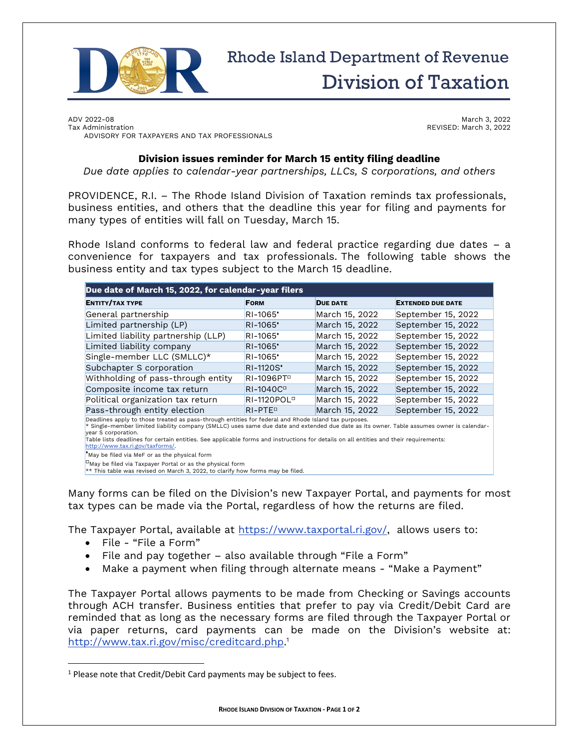Rhode Island Department of Revenue
Division of Taxation

ADV 2022-08
Tax Administration
ADVISORY FOR TAXPAYERS AND TAX PROFESSIONALS

March 3, 2022
REVISED: March 3, 2022

## Division issues reminder for March 15 entity filing deadline

*Due date applies to calendar-year partnerships, LLCs, S corporations, and others*

PROVIDENCE, R.I. – The Rhode Island Division of Taxation reminds tax professionals, business entities, and others that the deadline this year for filing and payments for many types of entities will fall on Tuesday, March 15.

Rhode Island conforms to federal law and federal practice regarding due dates – a convenience for taxpayers and tax professionals. The following table shows the business entity and tax types subject to the March 15 deadline.

| Due date of March 15, 2022, for calendar-year filers | | | |
|---|---|---|---|
| **ENTITY/TAX TYPE** | **FORM** | **DUE DATE** | **EXTENDED DUE DATE** |
| General partnership | RI-1065• | March 15, 2022 | September 15, 2022 |
| Limited partnership (LP) | RI-1065• | March 15, 2022 | September 15, 2022 |
| Limited liability partnership (LLP) | RI-1065• | March 15, 2022 | September 15, 2022 |
| Limited liability company | RI-1065• | March 15, 2022 | September 15, 2022 |
| Single-member LLC (SMLLC)* | RI-1065• | March 15, 2022 | September 15, 2022 |
| Subchapter S corporation | RI-1120S• | March 15, 2022 | September 15, 2022 |
| Withholding of pass-through entity | RI-1096PT□ | March 15, 2022 | September 15, 2022 |
| Composite income tax return | RI-1040C□ | March 15, 2022 | September 15, 2022 |
| Political organization tax return | RI-1120POL□ | March 15, 2022 | September 15, 2022 |
| Pass-through entity election | RI-PTE□ | March 15, 2022 | September 15, 2022 |

Deadlines apply to those treated as pass-through entities for federal and Rhode Island tax purposes.
* Single-member limited liability company (SMLLC) uses same due date and extended due date as its owner. Table assumes owner is calendar-year S corporation.
Table lists deadlines for certain entities. See applicable forms and instructions for details on all entities and their requirements: http://www.tax.ri.gov/taxforms/.
•May be filed via MeF or as the physical form
□May be filed via Taxpayer Portal or as the physical form
** This table was revised on March 3, 2022, to clarify how forms may be filed.

Many forms can be filed on the Division's new Taxpayer Portal, and payments for most tax types can be made via the Portal, regardless of how the returns are filed.

The Taxpayer Portal, available at https://www.taxportal.ri.gov/, allows users to:

- File - "File a Form"
- File and pay together – also available through "File a Form"
- Make a payment when filing through alternate means - "Make a Payment"

The Taxpayer Portal allows payments to be made from Checking or Savings accounts through ACH transfer. Business entities that prefer to pay via Credit/Debit Card are reminded that as long as the necessary forms are filed through the Taxpayer Portal or via paper returns, card payments can be made on the Division's website at: http://www.tax.ri.gov/misc/creditcard.php.[1]

[1] Please note that Credit/Debit Card payments may be subject to fees.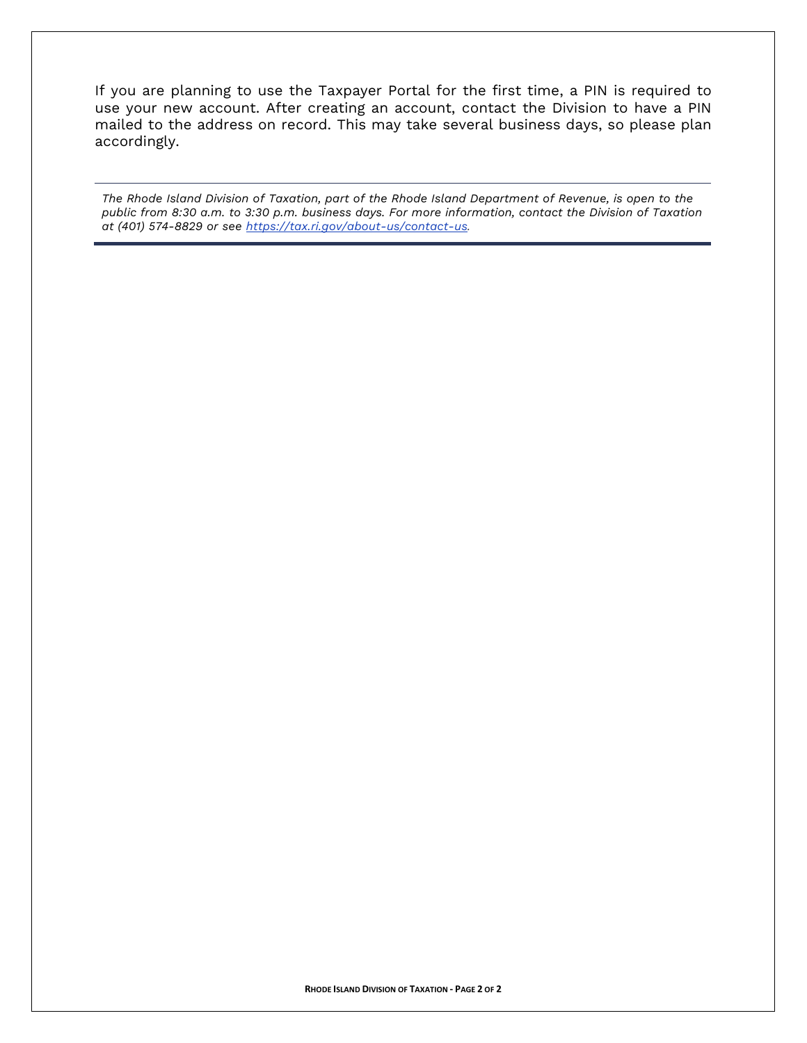If you are planning to use the Taxpayer Portal for the first time, a PIN is required to use your new account. After creating an account, contact the Division to have a PIN mailed to the address on record. This may take several business days, so please plan accordingly.

---

*The Rhode Island Division of Taxation, part of the Rhode Island Department of Revenue, is open to the public from 8:30 a.m. to 3:30 p.m. business days. For more information, contact the Division of Taxation at (401) 574-8829 or see [https://tax.ri.gov/about-us/contact-us](https://tax.ri.gov/about-us/contact-us).*